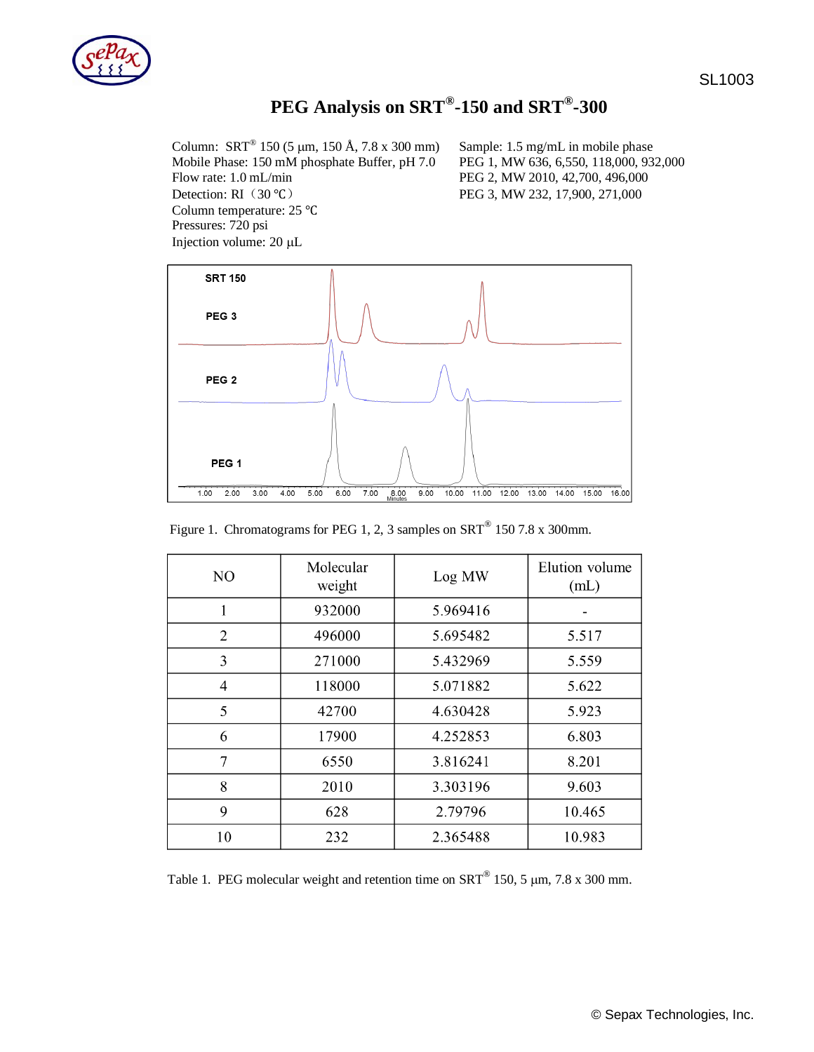# PEG Analysis on SRT®-150 and SRT®-300

Column: SRT® 150 (5 µm, 150 Å, 7.8 x 300 mm)
Mobile Phase: 150 mM phosphate Buffer, pH 7.0
Flow rate: 1.0 mL/min
Detection: RI（30 ℃）
Column temperature: 25 ℃
Pressures: 720 psi
Injection volume: 20 µL

Sample: 1.5 mg/mL in mobile phase
PEG 1, MW 636, 6,550, 118,000, 932,000
PEG 2, MW 2010, 42,700, 496,000
PEG 3, MW 232, 17,900, 271,000

Figure 1. Chromatograms for PEG 1, 2, 3 samples on SRT® 150 7.8 x 300mm.

| NO | Molecular weight | Log MW | Elution volume (mL) |
|---|---|---|---|
| 1 | 932000 | 5.969416 | - |
| 2 | 496000 | 5.695482 | 5.517 |
| 3 | 271000 | 5.432969 | 5.559 |
| 4 | 118000 | 5.071882 | 5.622 |
| 5 | 42700 | 4.630428 | 5.923 |
| 6 | 17900 | 4.252853 | 6.803 |
| 7 | 6550 | 3.816241 | 8.201 |
| 8 | 2010 | 3.303196 | 9.603 |
| 9 | 628 | 2.79796 | 10.465 |
| 10 | 232 | 2.365488 | 10.983 |

Table 1. PEG molecular weight and retention time on SRT® 150, 5 µm, 7.8 x 300 mm.

© Sepax Technologies, Inc.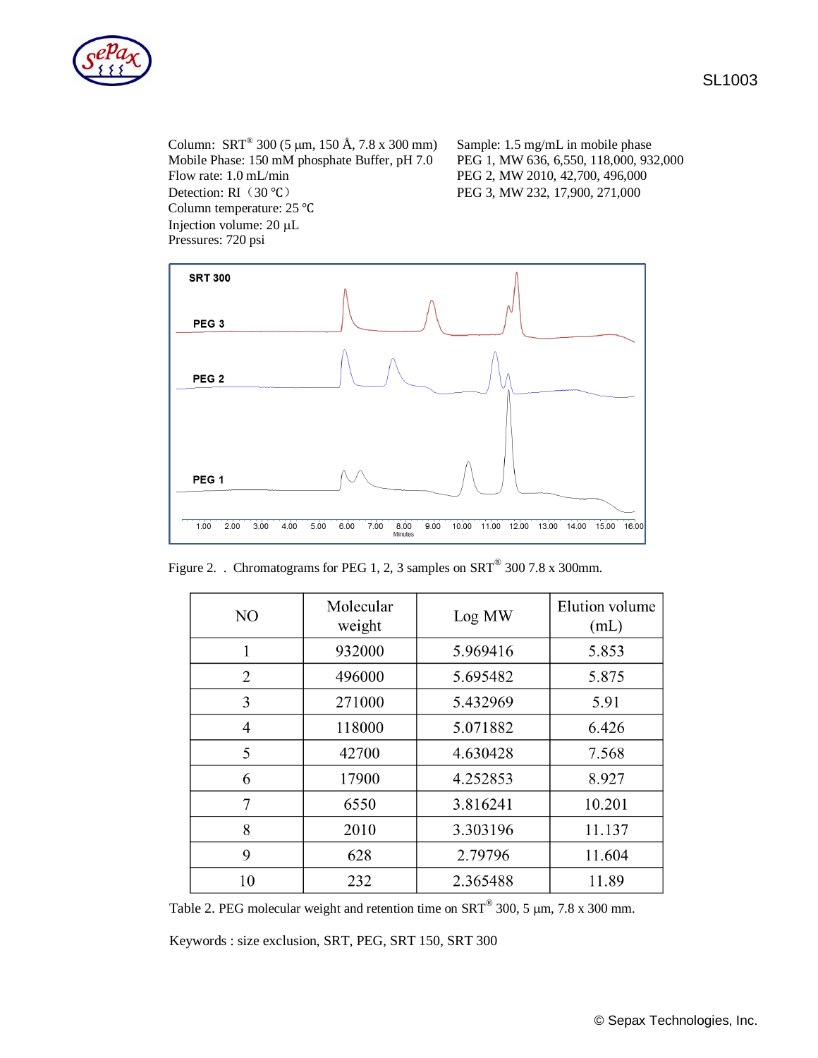Column: SRT® 300 (5 µm, 150 Å, 7.8 x 300 mm)
Mobile Phase: 150 mM phosphate Buffer, pH 7.0
Flow rate: 1.0 mL/min
Detection: RI（30 ℃）
Column temperature: 25 ℃
Injection volume: 20 µL
Pressures: 720 psi

Sample: 1.5 mg/mL in mobile phase
PEG 1, MW 636, 6,550, 118,000, 932,000
PEG 2, MW 2010, 42,700, 496,000
PEG 3, MW 232, 17,900, 271,000

SRT 300

PEG 3

PEG 2

PEG 1

1.00 2.00 3.00 4.00 5.00 6.00 7.00 8.00 9.00 10.00 11.00 12.00 13.00 14.00 15.00 16.00

Minutes

Figure 2. . Chromatograms for PEG 1, 2, 3 samples on SRT® 300 7.8 x 300mm.

| NO | Molecular weight | Log MW | Elution volume (mL) |
|---|---|---|---|
| 1 | 932000 | 5.969416 | 5.853 |
| 2 | 496000 | 5.695482 | 5.875 |
| 3 | 271000 | 5.432969 | 5.91 |
| 4 | 118000 | 5.071882 | 6.426 |
| 5 | 42700 | 4.630428 | 7.568 |
| 6 | 17900 | 4.252853 | 8.927 |
| 7 | 6550 | 3.816241 | 10.201 |
| 8 | 2010 | 3.303196 | 11.137 |
| 9 | 628 | 2.79796 | 11.604 |
| 10 | 232 | 2.365488 | 11.89 |

Table 2. PEG molecular weight and retention time on SRT® 300, 5 µm, 7.8 x 300 mm.

Keywords : size exclusion, SRT, PEG, SRT 150, SRT 300

© Sepax Technologies, Inc.